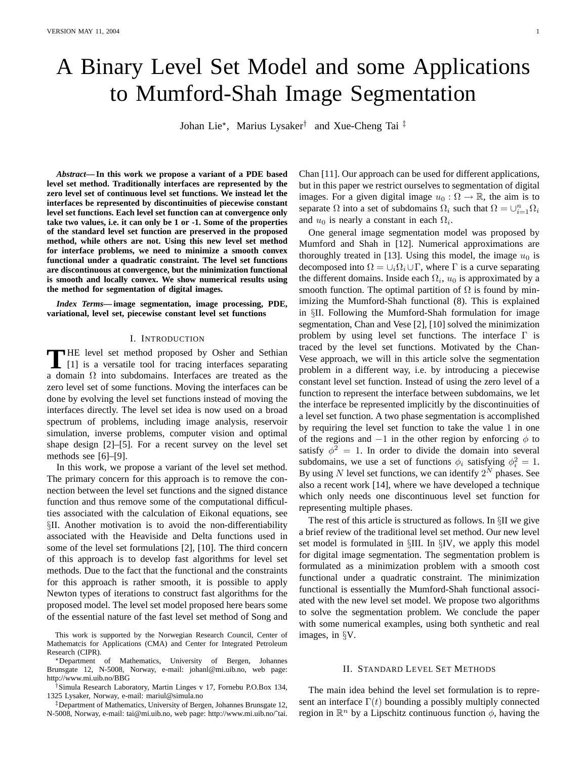# A Binary Level Set Model and some Applications to Mumford-Shah Image Segmentation

Johan Lie*, Marius Lysaker† and Xue-Cheng Tai ‡

***Abstract*— In this work we propose a variant of a PDE based level set method. Traditionally interfaces are represented by the zero level set of continuous level set functions. We instead let the interfaces be represented by discontinuities of piecewise constant level set functions. Each level set function can at convergence only take two values, i.e. it can only be 1 or -1. Some of the properties of the standard level set function are preserved in the proposed method, while others are not. Using this new level set method for interface problems, we need to minimize a smooth convex functional under a quadratic constraint. The level set functions are discontinuous at convergence, but the minimization functional is smooth and locally convex. We show numerical results using the method for segmentation of digital images.**

***Index Terms*— image segmentation, image processing, PDE, variational, level set, piecewise constant level set functions**

## I. Introduction

The level set method proposed by Osher and Sethian [1] is a versatile tool for tracing interfaces separating a domain $\Omega$ into subdomains. Interfaces are treated as the zero level set of some functions. Moving the interfaces can be done by evolving the level set functions instead of moving the interfaces directly. The level set idea is now used on a broad spectrum of problems, including image analysis, reservoir simulation, inverse problems, computer vision and optimal shape design [2]–[5]. For a recent survey on the level set methods see [6]–[9].

In this work, we propose a variant of the level set method. The primary concern for this approach is to remove the connection between the level set functions and the signed distance function and thus remove some of the computational difficulties associated with the calculation of Eikonal equations, see §II. Another motivation is to avoid the non-differentiability associated with the Heaviside and Delta functions used in some of the level set formulations [2], [10]. The third concern of this approach is to develop fast algorithms for level set methods. Due to the fact that the functional and the constraints for this approach is rather smooth, it is possible to apply Newton types of iterations to construct fast algorithms for the proposed model. The level set model proposed here bears some of the essential nature of the fast level set method of Song and Chan [11]. Our approach can be used for different applications, but in this paper we restrict ourselves to segmentation of digital images. For a given digital image $u_0 : \Omega \to \mathbb{R}$, the aim is to separate $\Omega$ into a set of subdomains $\Omega_i$ such that $\Omega = \cup_{i=1}^{n} \Omega_i$ and $u_0$ is nearly a constant in each $\Omega_i$.

One general image segmentation model was proposed by Mumford and Shah in [12]. Numerical approximations are thoroughly treated in [13]. Using this model, the image $u_0$ is decomposed into $\Omega = \cup_i \Omega_i \cup \Gamma$, where $\Gamma$ is a curve separating the different domains. Inside each $\Omega_i$, $u_0$ is approximated by a smooth function. The optimal partition of $\Omega$ is found by minimizing the Mumford-Shah functional (8). This is explained in §II. Following the Mumford-Shah formulation for image segmentation, Chan and Vese [2], [10] solved the minimization problem by using level set functions. The interface $\Gamma$ is traced by the level set functions. Motivated by the Chan-Vese approach, we will in this article solve the segmentation problem in a different way, i.e. by introducing a piecewise constant level set function. Instead of using the zero level of a function to represent the interface between subdomains, we let the interface be represented implicitly by the discontinuities of a level set function. A two phase segmentation is accomplished by requiring the level set function to take the value 1 in one of the regions and $-1$ in the other region by enforcing $\phi$ to satisfy $\phi^2 = 1$. In order to divide the domain into several subdomains, we use a set of functions $\phi_i$ satisfying $\phi_i^2 = 1$. By using $N$ level set functions, we can identify $2^N$ phases. See also a recent work [14], where we have developed a technique which only needs one discontinuous level set function for representing multiple phases.

The rest of this article is structured as follows. In §II we give a brief review of the traditional level set method. Our new level set model is formulated in §III. In §IV, we apply this model for digital image segmentation. The segmentation problem is formulated as a minimization problem with a smooth cost functional under a quadratic constraint. The minimization functional is essentially the Mumford-Shah functional associated with the new level set model. We propose two algorithms to solve the segmentation problem. We conclude the paper with some numerical examples, using both synthetic and real images, in §V.

## II. Standard Level Set Methods

The main idea behind the level set formulation is to represent an interface $\Gamma(t)$ bounding a possibly multiply connected region in $\mathbb{R}^n$ by a Lipschitz continuous function $\phi$, having the

---

This work is supported by the Norwegian Research Council, Center of Mathematcis for Applications (CMA) and Center for Integrated Petroleum Research (CIPR).

*Department of Mathematics, University of Bergen, Johannes Brunsgate 12, N-5008, Norway, e-mail: johanl@mi.uib.no, web page: http://www.mi.uib.no/BBG

†Simula Research Laboratory, Martin Linges v 17, Fornebu P.O.Box 134, 1325 Lysaker, Norway, e-mail: mariul@simula.no

‡Department of Mathematics, University of Bergen, Johannes Brunsgate 12, N-5008, Norway, e-mail: tai@mi.uib.no, web page: http://www.mi.uib.no/˜tai.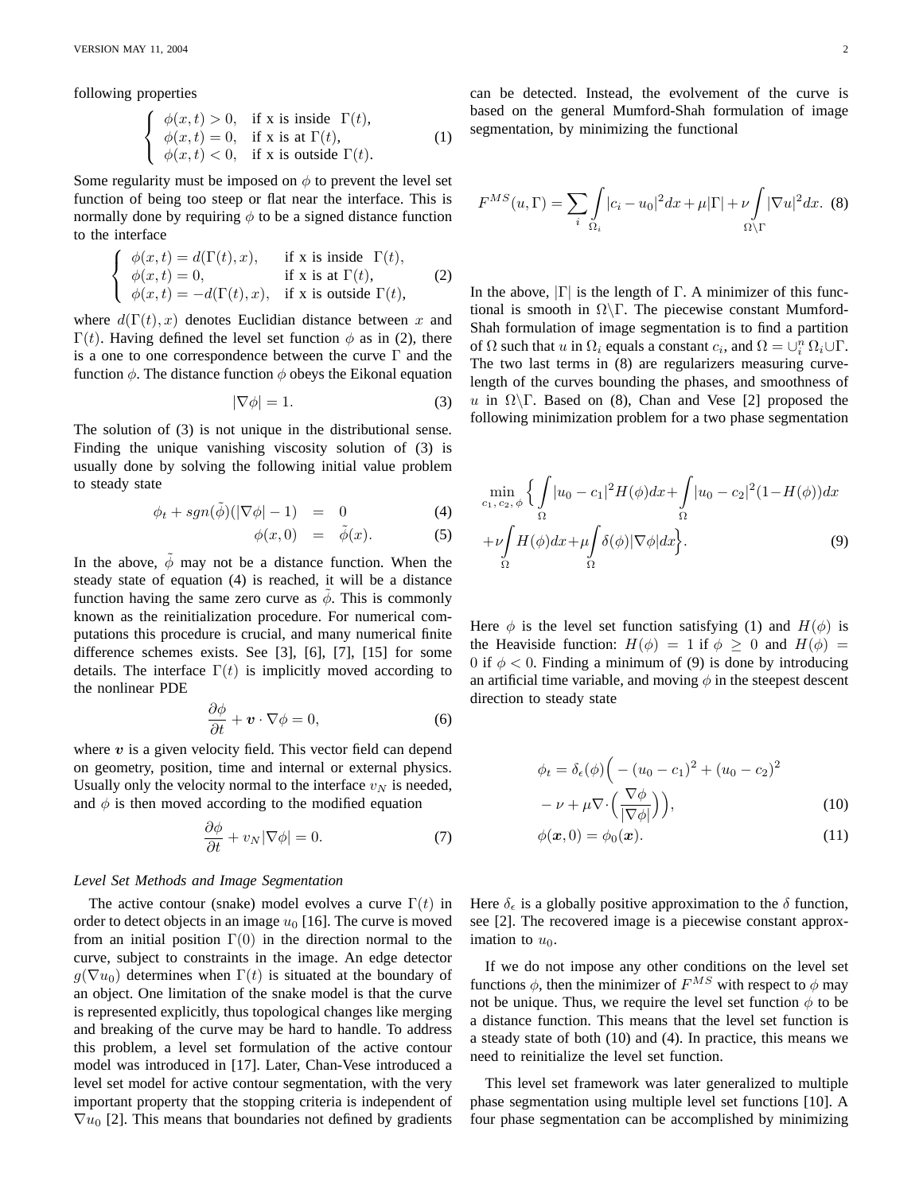following properties

$$
\begin{cases} \phi(x,t) > 0, & \text{if x is inside } \Gamma(t), \\ \phi(x,t) = 0, & \text{if x is at } \Gamma(t), \\ \phi(x,t) < 0, & \text{if x is outside } \Gamma(t). \end{cases} \tag{1}
$$

Some regularity must be imposed on $\phi$ to prevent the level set function of being too steep or flat near the interface. This is normally done by requiring $\phi$ to be a signed distance function to the interface

$$
\begin{cases} \phi(x,t) = d(\Gamma(t),x), & \text{if x is inside } \Gamma(t), \\ \phi(x,t) = 0, & \text{if x is at } \Gamma(t), \\ \phi(x,t) = -d(\Gamma(t),x), & \text{if x is outside } \Gamma(t), \end{cases} \tag{2}
$$

where $d(\Gamma(t),x)$ denotes Euclidian distance between $x$ and $\Gamma(t)$. Having defined the level set function $\phi$ as in (2), there is a one to one correspondence between the curve $\Gamma$ and the function $\phi$. The distance function $\phi$ obeys the Eikonal equation

$$
|\nabla \phi| = 1. \tag{3}
$$

The solution of (3) is not unique in the distributional sense. Finding the unique vanishing viscosity solution of (3) is usually done by solving the following initial value problem to steady state

$$
\phi_t + sgn(\tilde{\phi})(|\nabla \phi| - 1) = 0 \tag{4}
$$

$$
\phi(x,0) = \tilde{\phi}(x). \tag{5}
$$

In the above, $\tilde{\phi}$ may not be a distance function. When the steady state of equation (4) is reached, it will be a distance function having the same zero curve as $\tilde{\phi}$. This is commonly known as the reinitialization procedure. For numerical computations this procedure is crucial, and many numerical finite difference schemes exists. See [3], [6], [7], [15] for some details. The interface $\Gamma(t)$ is implicitly moved according to the nonlinear PDE

$$
\frac{\partial \phi}{\partial t} + \boldsymbol{v} \cdot \nabla \phi = 0, \tag{6}
$$

where $\boldsymbol{v}$ is a given velocity field. This vector field can depend on geometry, position, time and internal or external physics. Usually only the velocity normal to the interface $v_N$ is needed, and $\phi$ is then moved according to the modified equation

$$
\frac{\partial \phi}{\partial t} + v_N |\nabla \phi| = 0. \tag{7}
$$

*Level Set Methods and Image Segmentation*

The active contour (snake) model evolves a curve $\Gamma(t)$ in order to detect objects in an image $u_0$ [16]. The curve is moved from an initial position $\Gamma(0)$ in the direction normal to the curve, subject to constraints in the image. An edge detector $g(\nabla u_0)$ determines when $\Gamma(t)$ is situated at the boundary of an object. One limitation of the snake model is that the curve is represented explicitly, thus topological changes like merging and breaking of the curve may be hard to handle. To address this problem, a level set formulation of the active contour model was introduced in [17]. Later, Chan-Vese introduced a level set model for active contour segmentation, with the very important property that the stopping criteria is independent of $\nabla u_0$ [2]. This means that boundaries not defined by gradients can be detected. Instead, the evolvement of the curve is based on the general Mumford-Shah formulation of image segmentation, by minimizing the functional

$$
F^{MS}(u,\Gamma) = \sum_i \int_{\Omega_i} |c_i - u_0|^2 dx + \mu|\Gamma| + \nu \int_{\Omega\setminus\Gamma} |\nabla u|^2 dx. \tag{8}
$$

In the above, $|\Gamma|$ is the length of $\Gamma$. A minimizer of this functional is smooth in $\Omega\setminus\Gamma$. The piecewise constant Mumford-Shah formulation of image segmentation is to find a partition of $\Omega$ such that $u$ in $\Omega_i$ equals a constant $c_i$, and $\Omega = \cup_i^n \Omega_i \cup \Gamma$. The two last terms in (8) are regularizers measuring curve-length of the curves bounding the phases, and smoothness of $u$ in $\Omega\setminus\Gamma$. Based on (8), Chan and Vese [2] proposed the following minimization problem for a two phase segmentation

$$
\min_{c_1,\,c_2,\,\phi} \Big\{ \int_\Omega |u_0 - c_1|^2 H(\phi) dx + \int_\Omega |u_0 - c_2|^2 (1 - H(\phi)) dx
+ \nu \int_\Omega H(\phi) dx + \mu \int_\Omega \delta(\phi) |\nabla \phi| dx \Big\}. \tag{9}
$$

Here $\phi$ is the level set function satisfying (1) and $H(\phi)$ is the Heaviside function: $H(\phi) = 1$ if $\phi \geq 0$ and $H(\phi) = 0$ if $\phi < 0$. Finding a minimum of (9) is done by introducing an artificial time variable, and moving $\phi$ in the steepest descent direction to steady state

$$
\phi_t = \delta_\epsilon(\phi)\Big( -(u_0 - c_1)^2 + (u_0 - c_2)^2
- \nu + \mu \nabla \cdot \Big( \frac{\nabla \phi}{|\nabla \phi|} \Big) \Big), \tag{10}
$$

$$
\phi(\boldsymbol{x}, 0) = \phi_0(\boldsymbol{x}). \tag{11}
$$

Here $\delta_\epsilon$ is a globally positive approximation to the $\delta$ function, see [2]. The recovered image is a piecewise constant approximation to $u_0$.

If we do not impose any other conditions on the level set functions $\phi$, then the minimizer of $F^{MS}$ with respect to $\phi$ may not be unique. Thus, we require the level set function $\phi$ to be a distance function. This means that the level set function is a steady state of both (10) and (4). In practice, this means we need to reinitialize the level set function.

This level set framework was later generalized to multiple phase segmentation using multiple level set functions [10]. A four phase segmentation can be accomplished by minimizing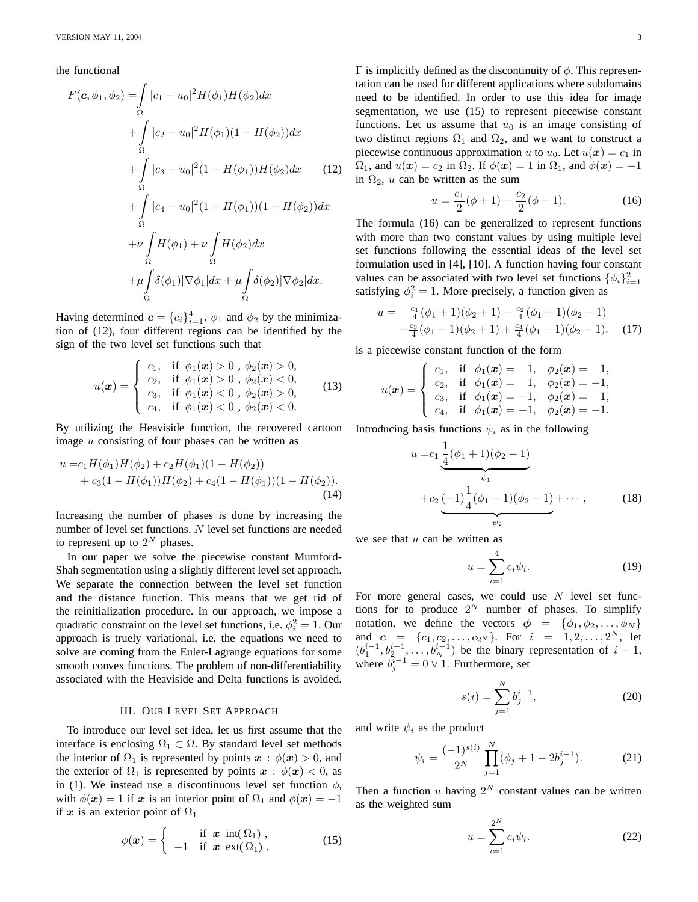the functional

$$
\begin{aligned}
F(\boldsymbol{c}, \phi_1, \phi_2) =& \int_\Omega |c_1 - u_0|^2 H(\phi_1) H(\phi_2) dx \\
&+ \int_\Omega |c_2 - u_0|^2 H(\phi_1)(1 - H(\phi_2)) dx \\
&+ \int_\Omega |c_3 - u_0|^2 (1 - H(\phi_1)) H(\phi_2) dx \\
&+ \int_\Omega |c_4 - u_0|^2 (1 - H(\phi_1))(1 - H(\phi_2)) dx \\
&+ \nu \int_\Omega H(\phi_1) + \nu \int_\Omega H(\phi_2) dx \\
&+ \mu \int_\Omega \delta(\phi_1) |\nabla \phi_1| dx + \mu \int_\Omega \delta(\phi_2) |\nabla \phi_2| dx.
\end{aligned}
\tag{12}
$$

Having determined $\boldsymbol{c} = \{c_i\}_{i=1}^4$, $\phi_1$ and $\phi_2$ by the minimization of (12), four different regions can be identified by the sign of the two level set functions such that

$$
u(\boldsymbol{x}) = \begin{cases} c_1, & \text{if } \phi_1(\boldsymbol{x}) > 0 \text{ , } \phi_2(\boldsymbol{x}) > 0, \\ c_2, & \text{if } \phi_1(\boldsymbol{x}) > 0 \text{ , } \phi_2(\boldsymbol{x}) < 0, \\ c_3, & \text{if } \phi_1(\boldsymbol{x}) < 0 \text{ , } \phi_2(\boldsymbol{x}) > 0, \\ c_4, & \text{if } \phi_1(\boldsymbol{x}) < 0 \text{ , } \phi_2(\boldsymbol{x}) < 0. \end{cases}
\tag{13}
$$

By utilizing the Heaviside function, the recovered cartoon image $u$ consisting of four phases can be written as

$$
\begin{aligned}
u =& c_1 H(\phi_1) H(\phi_2) + c_2 H(\phi_1)(1 - H(\phi_2)) \\
&+ c_3 (1 - H(\phi_1)) H(\phi_2) + c_4 (1 - H(\phi_1))(1 - H(\phi_2)).
\end{aligned}
\tag{14}
$$

Increasing the number of phases is done by increasing the number of level set functions. $N$ level set functions are needed to represent up to $2^N$ phases.

In our paper we solve the piecewise constant Mumford-Shah segmentation using a slightly different level set approach. We separate the connection between the level set function and the distance function. This means that we get rid of the reinitialization procedure. In our approach, we impose a quadratic constraint on the level set functions, i.e. $\phi_i^2 = 1$. Our approach is truely variational, i.e. the equations we need to solve are coming from the Euler-Lagrange equations for some smooth convex functions. The problem of non-differentiability associated with the Heaviside and Delta functions is avoided.

## III. Our Level Set Approach

To introduce our level set idea, let us first assume that the interface is enclosing $\Omega_1 \subset \Omega$. By standard level set methods the interior of $\Omega_1$ is represented by points $\boldsymbol{x} : \phi(\boldsymbol{x}) > 0$, and the exterior of $\Omega_1$ is represented by points $\boldsymbol{x} : \phi(\boldsymbol{x}) < 0$, as in (1). We instead use a discontinuous level set function $\phi$, with $\phi(\boldsymbol{x}) = 1$ if $\boldsymbol{x}$ is an interior point of $\Omega_1$ and $\phi(\boldsymbol{x}) = -1$ if $\boldsymbol{x}$ is an exterior point of $\Omega_1$

$$
\phi(\boldsymbol{x}) = \begin{cases} \phantom{-1} & \text{if } \boldsymbol{x} \text{ int}(\Omega_1) \text{ ,} \\ -1 & \text{if } \boldsymbol{x} \text{ ext}(\Omega_1) \text{ .} \end{cases}
\tag{15}
$$

$\Gamma$ is implicitly defined as the discontinuity of $\phi$. This representation can be used for different applications where subdomains need to be identified. In order to use this idea for image segmentation, we use (15) to represent piecewise constant functions. Let us assume that $u_0$ is an image consisting of two distinct regions $\Omega_1$ and $\Omega_2$, and we want to construct a piecewise continuous approximation $u$ to $u_0$. Let $u(\boldsymbol{x}) = c_1$ in $\Omega_1$, and $u(\boldsymbol{x}) = c_2$ in $\Omega_2$. If $\phi(\boldsymbol{x}) = 1$ in $\Omega_1$, and $\phi(\boldsymbol{x}) = -1$ in $\Omega_2$, $u$ can be written as the sum

$$
u = \frac{c_1}{2}(\phi + 1) - \frac{c_2}{2}(\phi - 1).
\tag{16}
$$

The formula (16) can be generalized to represent functions with more than two constant values by using multiple level set functions following the essential ideas of the level set formulation used in [4], [10]. A function having four constant values can be associated with two level set functions $\{\phi_i\}_{i=1}^2$ satisfying $\phi_i^2 = 1$. More precisely, a function given as

$$
\begin{aligned}
u = & \quad \tfrac{c_1}{4}(\phi_1 + 1)(\phi_2 + 1) - \tfrac{c_2}{4}(\phi_1 + 1)(\phi_2 - 1) \\
& - \tfrac{c_3}{4}(\phi_1 - 1)(\phi_2 + 1) + \tfrac{c_4}{4}(\phi_1 - 1)(\phi_2 - 1).
\end{aligned}
\tag{17}
$$

is a piecewise constant function of the form

$$
u(\boldsymbol{x}) = \begin{cases} c_1, & \text{if } \phi_1(\boldsymbol{x}) = \phantom{-}1, \quad \phi_2(\boldsymbol{x}) = \phantom{-}1, \\ c_2, & \text{if } \phi_1(\boldsymbol{x}) = \phantom{-}1, \quad \phi_2(\boldsymbol{x}) = -1, \\ c_3, & \text{if } \phi_1(\boldsymbol{x}) = -1, \quad \phi_2(\boldsymbol{x}) = \phantom{-}1, \\ c_4, & \text{if } \phi_1(\boldsymbol{x}) = -1, \quad \phi_2(\boldsymbol{x}) = -1. \end{cases}
$$

Introducing basis functions $\psi_i$ as in the following

$$
\begin{aligned}
u =& c_1 \underbrace{\frac{1}{4}(\phi_1 + 1)(\phi_2 + 1)}_{\psi_1} \\
&+ c_2 \underbrace{(-1)\frac{1}{4}(\phi_1 + 1)(\phi_2 - 1)}_{\psi_2} + \cdots ,
\end{aligned}
\tag{18}
$$

we see that $u$ can be written as

$$
u = \sum_{i=1}^{4} c_i \psi_i.
\tag{19}
$$

For more general cases, we could use $N$ level set functions for to produce $2^N$ number of phases. To simplify notation, we define the vectors $\boldsymbol{\phi} = \{\phi_1, \phi_2, \ldots, \phi_N\}$ and $\boldsymbol{c} = \{c_1, c_2, \ldots, c_{2^N}\}$. For $i = 1, 2, \ldots, 2^N$, let $(b_1^{i-1}, b_2^{i-1}, \ldots, b_N^{i-1})$ be the binary representation of $i - 1$, where $b_j^{i-1} = 0 \vee 1$. Furthermore, set

$$
s(i) = \sum_{j=1}^{N} b_j^{i-1},
\tag{20}
$$

and write $\psi_i$ as the product

$$
\psi_i = \frac{(-1)^{s(i)}}{2^N} \prod_{j=1}^{N} (\phi_j + 1 - 2b_j^{i-1}).
\tag{21}
$$

Then a function $u$ having $2^N$ constant values can be written as the weighted sum

$$
u = \sum_{i=1}^{2^N} c_i \psi_i.
\tag{22}
$$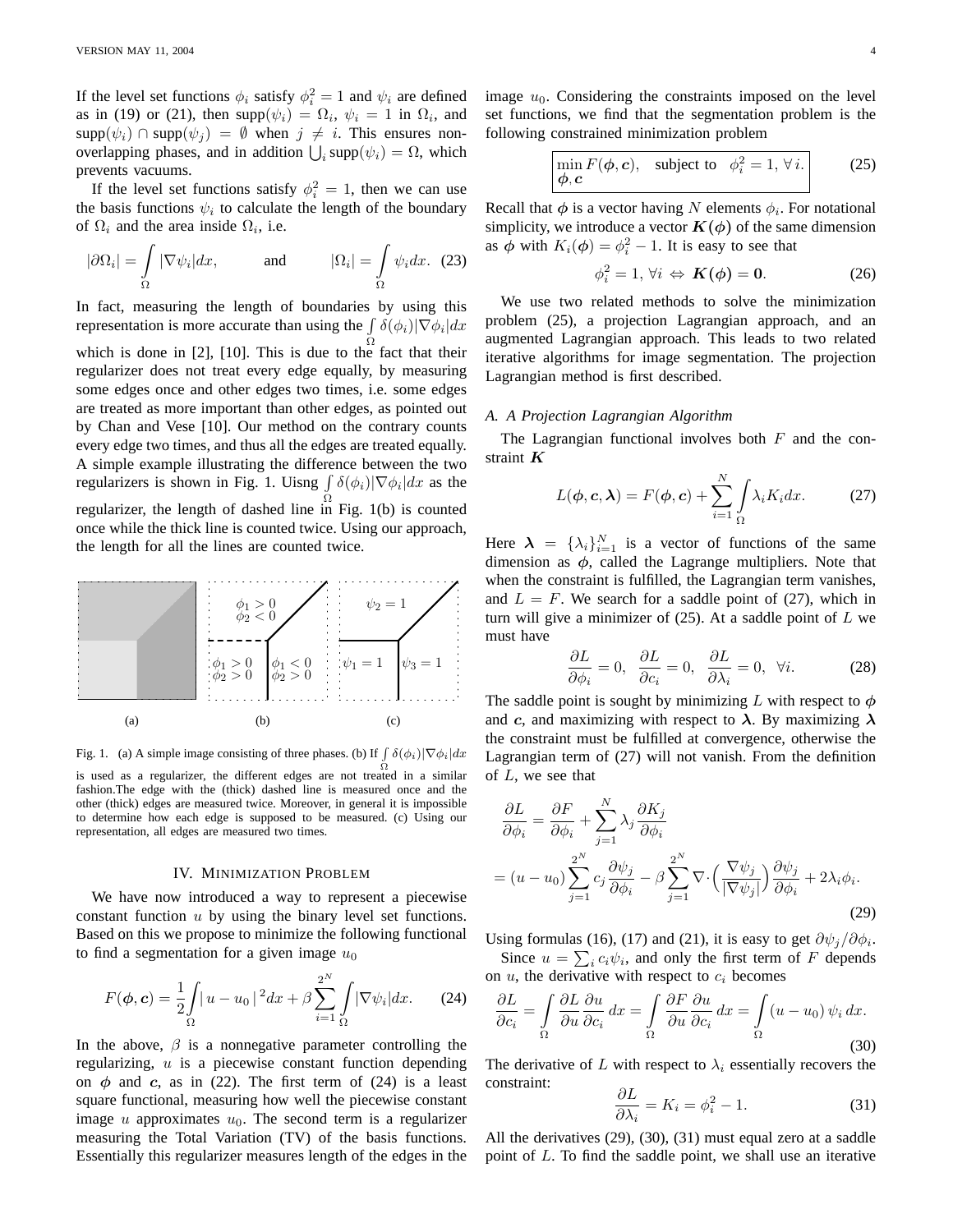If the level set functions $\phi_i$ satisfy $\phi_i^2 = 1$ and $\psi_i$ are defined as in (19) or (21), then $\text{supp}(\psi_i) = \Omega_i$, $\psi_i = 1$ in $\Omega_i$, and $\text{supp}(\psi_i) \cap \text{supp}(\psi_j) = \emptyset$ when $j \neq i$. This ensures non-overlapping phases, and in addition $\bigcup_i \text{supp}(\psi_i) = \Omega$, which prevents vacuums.

If the level set functions satisfy $\phi_i^2 = 1$, then we can use the basis functions $\psi_i$ to calculate the length of the boundary of $\Omega_i$ and the area inside $\Omega_i$, i.e.

$$|\partial\Omega_i| = \int_\Omega |\nabla \psi_i| dx, \qquad \text{and} \qquad |\Omega_i| = \int_\Omega \psi_i dx. \quad (23)$$

In fact, measuring the length of boundaries by using this representation is more accurate than using the $\int_\Omega \delta(\phi_i)|\nabla \phi_i| dx$ which is done in [2], [10]. This is due to the fact that their regularizer does not treat every edge equally, by measuring some edges once and other edges two times, i.e. some edges are treated as more important than other edges, as pointed out by Chan and Vese [10]. Our method on the contrary counts every edge two times, and thus all the edges are treated equally. A simple example illustrating the difference between the two regularizers is shown in Fig. 1. Uisng $\int_\Omega \delta(\phi_i)|\nabla \phi_i| dx$ as the regularizer, the length of dashed line in Fig. 1(b) is counted once while the thick line is counted twice. Using our approach, the length for all the lines are counted twice.

Fig. 1. (a) A simple image consisting of three phases. (b) If $\int_\Omega \delta(\phi_i)|\nabla \phi_i| dx$ is used as a regularizer, the different edges are not treated in a similar fashion.The edge with the (thick) dashed line is measured once and the other (thick) edges are measured twice. Moreover, in general it is impossible to determine how each edge is supposed to be measured. (c) Using our representation, all edges are measured two times.

## IV. Minimization Problem

We have now introduced a way to represent a piecewise constant function $u$ by using the binary level set functions. Based on this we propose to minimize the following functional to find a segmentation for a given image $u_0$

$$F(\boldsymbol{\phi}, \boldsymbol{c}) = \frac{1}{2}\int_\Omega |\, u - u_0 \,|^2 dx + \beta \sum_{i=1}^{2^N} \int_\Omega |\nabla \psi_i| dx. \quad (24)$$

In the above, $\beta$ is a nonnegative parameter controlling the regularizing, $u$ is a piecewise constant function depending on $\boldsymbol{\phi}$ and $\boldsymbol{c}$, as in (22). The first term of (24) is a least square functional, measuring how well the piecewise constant image $u$ approximates $u_0$. The second term is a regularizer measuring the Total Variation (TV) of the basis functions. Essentially this regularizer measures length of the edges in the image $u_0$. Considering the constraints imposed on the level set functions, we find that the segmentation problem is the following constrained minimization problem

$$\min_{\boldsymbol{\phi}, \boldsymbol{c}} F(\boldsymbol{\phi}, \boldsymbol{c}), \quad \text{subject to} \quad \phi_i^2 = 1, \; \forall \, i. \quad (25)$$

Recall that $\boldsymbol{\phi}$ is a vector having $N$ elements $\phi_i$. For notational simplicity, we introduce a vector $\boldsymbol{K}(\boldsymbol{\phi})$ of the same dimension as $\boldsymbol{\phi}$ with $K_i(\boldsymbol{\phi}) = \phi_i^2 - 1$. It is easy to see that

$$\phi_i^2 = 1, \, \forall i \;\Leftrightarrow\; \boldsymbol{K}(\boldsymbol{\phi}) = \boldsymbol{0}. \quad (26)$$

We use two related methods to solve the minimization problem (25), a projection Lagrangian approach, and an augmented Lagrangian approach. This leads to two related iterative algorithms for image segmentation. The projection Lagrangian method is first described.

### A. A Projection Lagrangian Algorithm

The Lagrangian functional involves both $F$ and the constraint $\boldsymbol{K}$

$$L(\boldsymbol{\phi}, \boldsymbol{c}, \boldsymbol{\lambda}) = F(\boldsymbol{\phi}, \boldsymbol{c}) + \sum_{i=1}^{N} \int_\Omega \lambda_i K_i dx. \quad (27)$$

Here $\boldsymbol{\lambda} = \{\lambda_i\}_{i=1}^N$ is a vector of functions of the same dimension as $\boldsymbol{\phi}$, called the Lagrange multipliers. Note that when the constraint is fulfilled, the Lagrangian term vanishes, and $L = F$. We search for a saddle point of (27), which in turn will give a minimizer of (25). At a saddle point of $L$ we must have

$$\frac{\partial L}{\partial \phi_i} = 0, \;\; \frac{\partial L}{\partial c_i} = 0, \;\; \frac{\partial L}{\partial \lambda_i} = 0, \;\; \forall i. \quad (28)$$

The saddle point is sought by minimizing $L$ with respect to $\boldsymbol{\phi}$ and $\boldsymbol{c}$, and maximizing with respect to $\boldsymbol{\lambda}$. By maximizing $\boldsymbol{\lambda}$ the constraint must be fulfilled at convergence, otherwise the Lagrangian term of (27) will not vanish. From the definition of $L$, we see that

$$\begin{aligned}\frac{\partial L}{\partial \phi_i} &= \frac{\partial F}{\partial \phi_i} + \sum_{j=1}^{N} \lambda_j \frac{\partial K_j}{\partial \phi_i} \\ &= (u - u_0) \sum_{j=1}^{2^N} c_j \frac{\partial \psi_j}{\partial \phi_i} - \beta \sum_{j=1}^{2^N} \nabla \cdot \Big( \frac{\nabla \psi_j}{|\nabla \psi_j|} \Big) \frac{\partial \psi_j}{\partial \phi_i} + 2\lambda_i \phi_i.\end{aligned} \quad (29)$$

Using formulas (16), (17) and (21), it is easy to get $\partial \psi_j / \partial \phi_i$.

Since $u = \sum_i c_i \psi_i$, and only the first term of $F$ depends on $u$, the derivative with respect to $c_i$ becomes

$$\frac{\partial L}{\partial c_i} = \int_\Omega \frac{\partial L}{\partial u} \frac{\partial u}{\partial c_i} \, dx = \int_\Omega \frac{\partial F}{\partial u} \frac{\partial u}{\partial c_i} \, dx = \int_\Omega (u - u_0)\, \psi_i \, dx. \quad (30)$$

The derivative of $L$ with respect to $\lambda_i$ essentially recovers the constraint:

$$\frac{\partial L}{\partial \lambda_i} = K_i = \phi_i^2 - 1. \quad (31)$$

All the derivatives (29), (30), (31) must equal zero at a saddle point of $L$. To find the saddle point, we shall use an iterative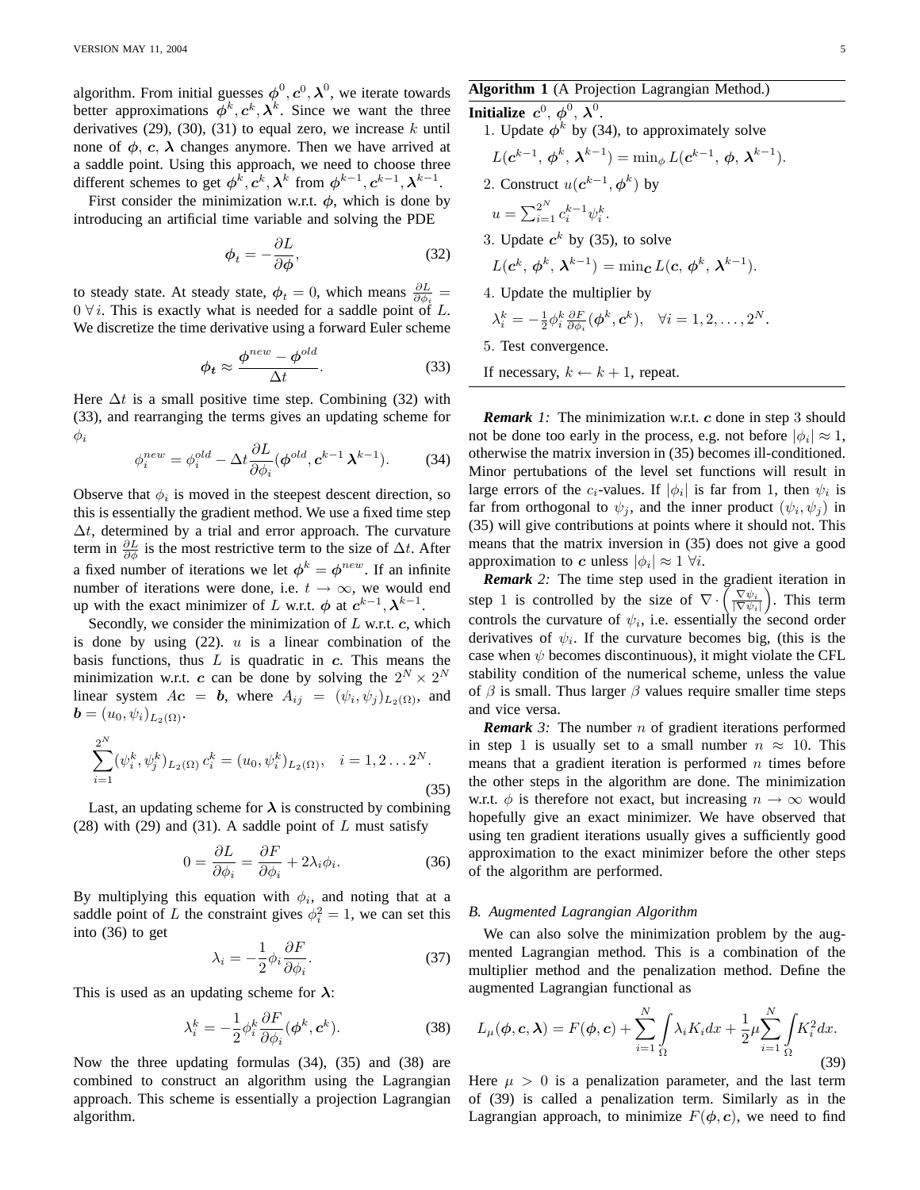algorithm. From initial guesses $\boldsymbol{\phi}^0, \boldsymbol{c}^0, \boldsymbol{\lambda}^0$, we iterate towards better approximations $\boldsymbol{\phi}^k, \boldsymbol{c}^k, \boldsymbol{\lambda}^k$. Since we want the three derivatives (29), (30), (31) to equal zero, we increase $k$ until none of $\boldsymbol{\phi}$, $\boldsymbol{c}$, $\boldsymbol{\lambda}$ changes anymore. Then we have arrived at a saddle point. Using this approach, we need to choose three different schemes to get $\boldsymbol{\phi}^k, \boldsymbol{c}^k, \boldsymbol{\lambda}^k$ from $\boldsymbol{\phi}^{k-1}, \boldsymbol{c}^{k-1}, \boldsymbol{\lambda}^{k-1}$.

First consider the minimization w.r.t. $\boldsymbol{\phi}$, which is done by introducing an artificial time variable and solving the PDE

$$\boldsymbol{\phi}_t = -\frac{\partial L}{\partial \boldsymbol{\phi}}, \tag{32}$$

to steady state. At steady state, $\boldsymbol{\phi}_t = 0$, which means $\frac{\partial L}{\partial \phi_i} = 0 \;\forall\, i$. This is exactly what is needed for a saddle point of $L$. We discretize the time derivative using a forward Euler scheme

$$\boldsymbol{\phi_t} \approx \frac{\boldsymbol{\phi}^{new} - \boldsymbol{\phi}^{old}}{\Delta t}. \tag{33}$$

Here $\Delta t$ is a small positive time step. Combining (32) with (33), and rearranging the terms gives an updating scheme for $\phi_i$

$$\phi_i^{new} = \phi_i^{old} - \Delta t \frac{\partial L}{\partial \phi_i}(\boldsymbol{\phi}^{old}, \boldsymbol{c}^{k-1}\, \boldsymbol{\lambda}^{k-1}). \tag{34}$$

Observe that $\phi_i$ is moved in the steepest descent direction, so this is essentially the gradient method. We use a fixed time step $\Delta t$, determined by a trial and error approach. The curvature term in $\frac{\partial L}{\partial \phi}$ is the most restrictive term to the size of $\Delta t$. After a fixed number of iterations we let $\boldsymbol{\phi}^k = \boldsymbol{\phi}^{new}$. If an infinite number of iterations were done, i.e. $t \to \infty$, we would end up with the exact minimizer of $L$ w.r.t. $\boldsymbol{\phi}$ at $\boldsymbol{c}^{k-1}, \boldsymbol{\lambda}^{k-1}$.

Secondly, we consider the minimization of $L$ w.r.t. $\boldsymbol{c}$, which is done by using (22). $u$ is a linear combination of the basis functions, thus $L$ is quadratic in $\boldsymbol{c}$. This means the minimization w.r.t. $\boldsymbol{c}$ can be done by solving the $2^N \times 2^N$ linear system $A\boldsymbol{c} = \boldsymbol{b}$, where $A_{ij} = (\psi_i, \psi_j)_{L_2(\Omega)}$, and $\boldsymbol{b} = (u_0, \psi_i)_{L_2(\Omega)}$.

$$\sum_{i=1}^{2^N} (\psi_i^k, \psi_j^k)_{L_2(\Omega)}\, c_i^k = (u_0, \psi_i^k)_{L_2(\Omega)}, \quad i = 1, 2 \ldots 2^N. \tag{35}$$

Last, an updating scheme for $\boldsymbol{\lambda}$ is constructed by combining (28) with (29) and (31). A saddle point of $L$ must satisfy

$$0 = \frac{\partial L}{\partial \phi_i} = \frac{\partial F}{\partial \phi_i} + 2\lambda_i \phi_i. \tag{36}$$

By multiplying this equation with $\phi_i$, and noting that at a saddle point of $L$ the constraint gives $\phi_i^2 = 1$, we can set this into (36) to get

$$\lambda_i = -\frac{1}{2}\phi_i \frac{\partial F}{\partial \phi_i}. \tag{37}$$

This is used as an updating scheme for $\boldsymbol{\lambda}$:

$$\lambda_i^k = -\frac{1}{2}\phi_i^k \frac{\partial F}{\partial \phi_i}(\boldsymbol{\phi}^k, \boldsymbol{c}^k). \tag{38}$$

Now the three updating formulas (34), (35) and (38) are combined to construct an algorithm using the Lagrangian approach. This scheme is essentially a projection Lagrangian algorithm.

---

**Algorithm 1** (A Projection Lagrangian Method.)

**Initialize** $\boldsymbol{c}^0$, $\boldsymbol{\phi}^0$, $\boldsymbol{\lambda}^0$.

1. Update $\boldsymbol{\phi}^k$ by (34), to approximately solve
   $L(\boldsymbol{c}^{k-1}, \boldsymbol{\phi}^k, \boldsymbol{\lambda}^{k-1}) = \min_{\phi} L(\boldsymbol{c}^{k-1}, \boldsymbol{\phi}, \boldsymbol{\lambda}^{k-1})$.
2. Construct $u(\boldsymbol{c}^{k-1}, \boldsymbol{\phi}^k)$ by
   $u = \sum_{i=1}^{2^N} c_i^{k-1} \psi_i^k$.
3. Update $\boldsymbol{c}^k$ by (35), to solve
   $L(\boldsymbol{c}^k, \boldsymbol{\phi}^k, \boldsymbol{\lambda}^{k-1}) = \min_{\boldsymbol{c}} L(\boldsymbol{c}, \boldsymbol{\phi}^k, \boldsymbol{\lambda}^{k-1})$.
4. Update the multiplier by
   $\lambda_i^k = -\frac{1}{2}\phi_i^k \frac{\partial F}{\partial \phi_i}(\boldsymbol{\phi}^k, \boldsymbol{c}^k), \quad \forall i = 1, 2, \ldots, 2^N$.
5. Test convergence.

If necessary, $k \leftarrow k+1$, repeat.

---

***Remark 1:*** The minimization w.r.t. $\boldsymbol{c}$ done in step 3 should not be done too early in the process, e.g. not before $|\phi_i| \approx 1$, otherwise the matrix inversion in (35) becomes ill-conditioned. Minor pertubations of the level set functions will result in large errors of the $c_i$-values. If $|\phi_i|$ is far from 1, then $\psi_i$ is far from orthogonal to $\psi_j$, and the inner product $(\psi_i, \psi_j)$ in (35) will give contributions at points where it should not. This means that the matrix inversion in (35) does not give a good approximation to $\boldsymbol{c}$ unless $|\phi_i| \approx 1 \;\forall i$.

***Remark 2:*** The time step used in the gradient iteration in step 1 is controlled by the size of $\nabla \cdot \left( \frac{\nabla \psi_i}{|\nabla \psi_i|} \right)$. This term controls the curvature of $\psi_i$, i.e. essentially the second order derivatives of $\psi_i$. If the curvature becomes big, (this is the case when $\psi$ becomes discontinuous), it might violate the CFL stability condition of the numerical scheme, unless the value of $\beta$ is small. Thus larger $\beta$ values require smaller time steps and vice versa.

***Remark 3:*** The number $n$ of gradient iterations performed in step 1 is usually set to a small number $n \approx 10$. This means that a gradient iteration is performed $n$ times before the other steps in the algorithm are done. The minimization w.r.t. $\phi$ is therefore not exact, but increasing $n \to \infty$ would hopefully give an exact minimizer. We have observed that using ten gradient iterations usually gives a sufficiently good approximation to the exact minimizer before the other steps of the algorithm are performed.

### B. Augmented Lagrangian Algorithm

We can also solve the minimization problem by the augmented Lagrangian method. This is a combination of the multiplier method and the penalization method. Define the augmented Lagrangian functional as

$$L_\mu(\boldsymbol{\phi}, \boldsymbol{c}, \boldsymbol{\lambda}) = F(\boldsymbol{\phi}, \boldsymbol{c}) + \sum_{i=1}^{N} \int_\Omega \lambda_i K_i dx + \frac{1}{2}\mu \sum_{i=1}^{N} \int_\Omega K_i^2 dx. \tag{39}$$

Here $\mu > 0$ is a penalization parameter, and the last term of (39) is called a penalization term. Similarly as in the Lagrangian approach, to minimize $F(\boldsymbol{\phi}, \boldsymbol{c})$, we need to find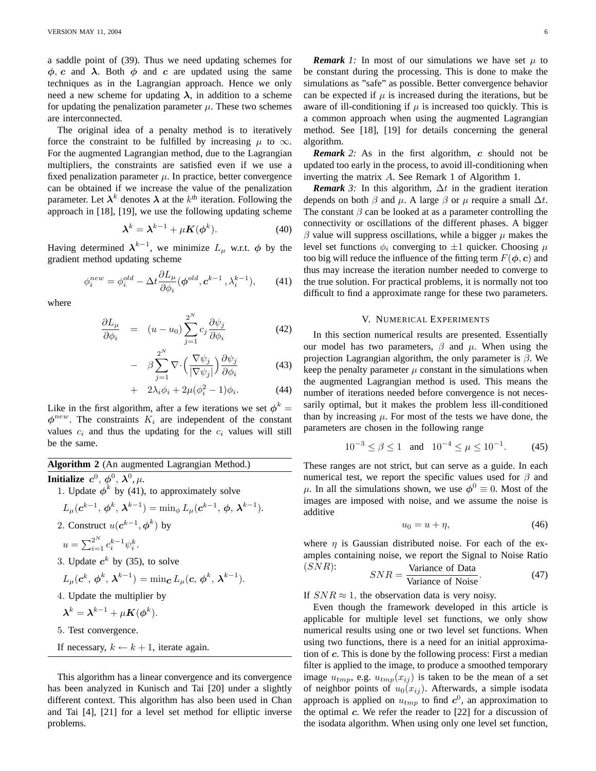a saddle point of (39). Thus we need updating schemes for $\boldsymbol{\phi}$, $\boldsymbol{c}$ and $\boldsymbol{\lambda}$. Both $\boldsymbol{\phi}$ and $\boldsymbol{c}$ are updated using the same techniques as in the Lagrangian approach. Hence we only need a new scheme for updating $\boldsymbol{\lambda}$, in addition to a scheme for updating the penalization parameter $\mu$. These two schemes are interconnected.

The original idea of a penalty method is to iteratively force the constraint to be fulfilled by increasing $\mu$ to $\infty$. For the augmented Lagrangian method, due to the Lagrangian multipliers, the constraints are satisfied even if we use a fixed penalization parameter $\mu$. In practice, better convergence can be obtained if we increase the value of the penalization parameter. Let $\boldsymbol{\lambda}^k$ denotes $\boldsymbol{\lambda}$ at the $k^{\text{th}}$ iteration. Following the approach in [18], [19], we use the following updating scheme

$$\boldsymbol{\lambda}^k = \boldsymbol{\lambda}^{k-1} + \mu \boldsymbol{K}(\boldsymbol{\phi}^k). \tag{40}$$

Having determined $\boldsymbol{\lambda}^{k-1}$, we minimize $L_\mu$ w.r.t. $\boldsymbol{\phi}$ by the gradient method updating scheme

$$\phi_i^{new} = \phi_i^{old} - \Delta t \frac{\partial L_\mu}{\partial \phi_i}(\boldsymbol{\phi}^{old}, \boldsymbol{c}^{k-1}, \lambda_i^{k-1}), \tag{41}$$

where

$$\frac{\partial L_\mu}{\partial \phi_i} = (u - u_0) \sum_{j=1}^{2^N} c_j \frac{\partial \psi_j}{\partial \phi_i} \tag{42}$$

$$- \beta \sum_{j=1}^{2^N} \nabla \cdot \Big( \frac{\nabla \psi_j}{|\nabla \psi_j|} \Big) \frac{\partial \psi_j}{\partial \phi_i} \tag{43}$$

$$+ 2\lambda_i \phi_i + 2\mu(\phi_i^2 - 1)\phi_i. \tag{44}$$

Like in the first algorithm, after a few iterations we set $\boldsymbol{\phi}^k = \boldsymbol{\phi}^{new}$. The constraints $K_i$ are independent of the constant values $c_i$ and thus the updating for the $c_i$ values will still be the same.

---

**Algorithm 2** (An augmented Lagrangian Method.)

**Initialize** $\boldsymbol{c}^0$, $\boldsymbol{\phi}^0$, $\boldsymbol{\lambda}^0$, $\mu$.

1. Update $\boldsymbol{\phi}^k$ by (41), to approximately solve
   $L_\mu(\boldsymbol{c}^{k-1}, \boldsymbol{\phi}^k, \boldsymbol{\lambda}^{k-1}) = \min_\phi L_\mu(\boldsymbol{c}^{k-1}, \boldsymbol{\phi}, \boldsymbol{\lambda}^{k-1})$.
2. Construct $u(\boldsymbol{c}^{k-1}, \boldsymbol{\phi}^k)$ by
   $u = \sum_{i=1}^{2^N} c_i^{k-1} \psi_i^k$.
3. Update $\boldsymbol{c}^k$ by (35), to solve
   $L_\mu(\boldsymbol{c}^k, \boldsymbol{\phi}^k, \boldsymbol{\lambda}^{k-1}) = \min_{\boldsymbol{c}} L_\mu(\boldsymbol{c}, \boldsymbol{\phi}^k, \boldsymbol{\lambda}^{k-1})$.
4. Update the multiplier by
   $\boldsymbol{\lambda}^k = \boldsymbol{\lambda}^{k-1} + \mu \boldsymbol{K}(\boldsymbol{\phi}^k)$.
5. Test convergence.

If necessary, $k \leftarrow k + 1$, iterate again.

---

This algorithm has a linear convergence and its convergence has been analyzed in Kunisch and Tai [20] under a slightly different context. This algorithm has also been used in Chan and Tai [4], [21] for a level set method for elliptic inverse problems.

***Remark 1:*** In most of our simulations we have set $\mu$ to be constant during the processing. This is done to make the simulations as "safe" as possible. Better convergence behavior can be expected if $\mu$ is increased during the iterations, but be aware of ill-conditioning if $\mu$ is increased too quickly. This is a common approach when using the augmented Lagrangian method. See [18], [19] for details concerning the general algorithm.

***Remark 2:*** As in the first algorithm, $\boldsymbol{c}$ should not be updated too early in the process, to avoid ill-conditioning when inverting the matrix $A$. See Remark 1 of Algorithm 1.

***Remark 3:*** In this algorithm, $\Delta t$ in the gradient iteration depends on both $\beta$ and $\mu$. A large $\beta$ or $\mu$ require a small $\Delta t$. The constant $\beta$ can be looked at as a parameter controlling the connectivity or oscillations of the different phases. A bigger $\beta$ value will suppress oscillations, while a bigger $\mu$ makes the level set functions $\phi_i$ converging to $\pm 1$ quicker. Choosing $\mu$ too big will reduce the influence of the fitting term $F(\boldsymbol{\phi}, \boldsymbol{c})$ and thus may increase the iteration number needed to converge to the true solution. For practical problems, it is normally not too difficult to find a approximate range for these two parameters.

## V. Numerical Experiments

In this section numerical results are presented. Essentially our model has two parameters, $\beta$ and $\mu$. When using the projection Lagrangian algorithm, the only parameter is $\beta$. We keep the penalty parameter $\mu$ constant in the simulations when the augmented Lagrangian method is used. This means the number of iterations needed before convergence is not necessarily optimal, but it makes the problem less ill-conditioned than by increasing $\mu$. For most of the tests we have done, the parameters are chosen in the following range

$$10^{-3} \leq \beta \leq 1 \quad \text{and} \quad 10^{-4} \leq \mu \leq 10^{-1}. \tag{45}$$

These ranges are not strict, but can serve as a guide. In each numerical test, we report the specific values used for $\beta$ and $\mu$. In all the simulations shown, we use $\boldsymbol{\phi}^0 \equiv 0$. Most of the images are imposed with noise, and we assume the noise is additive

$$u_0 = u + \eta, \tag{46}$$

where $\eta$ is Gaussian distributed noise. For each of the examples containing noise, we report the Signal to Noise Ratio ($SNR$):

$$SNR = \frac{\text{Variance of Data}}{\text{Variance of Noise}}. \tag{47}$$

If $SNR \approx 1$, the observation data is very noisy.

Even though the framework developed in this article is applicable for multiple level set functions, we only show numerical results using one or two level set functions. When using two functions, there is a need for an initial approximation of $\boldsymbol{c}$. This is done by the following process: First a median filter is applied to the image, to produce a smoothed temporary image $u_{tmp}$, e.g. $u_{tmp}(x_{ij})$ is taken to be the mean of a set of neighbor points of $u_0(x_{ij})$. Afterwards, a simple isodata approach is applied on $u_{tmp}$ to find $\boldsymbol{c}^0$, an approximation to the optimal $\boldsymbol{c}$. We refer the reader to [22] for a discussion of the isodata algorithm. When using only one level set function,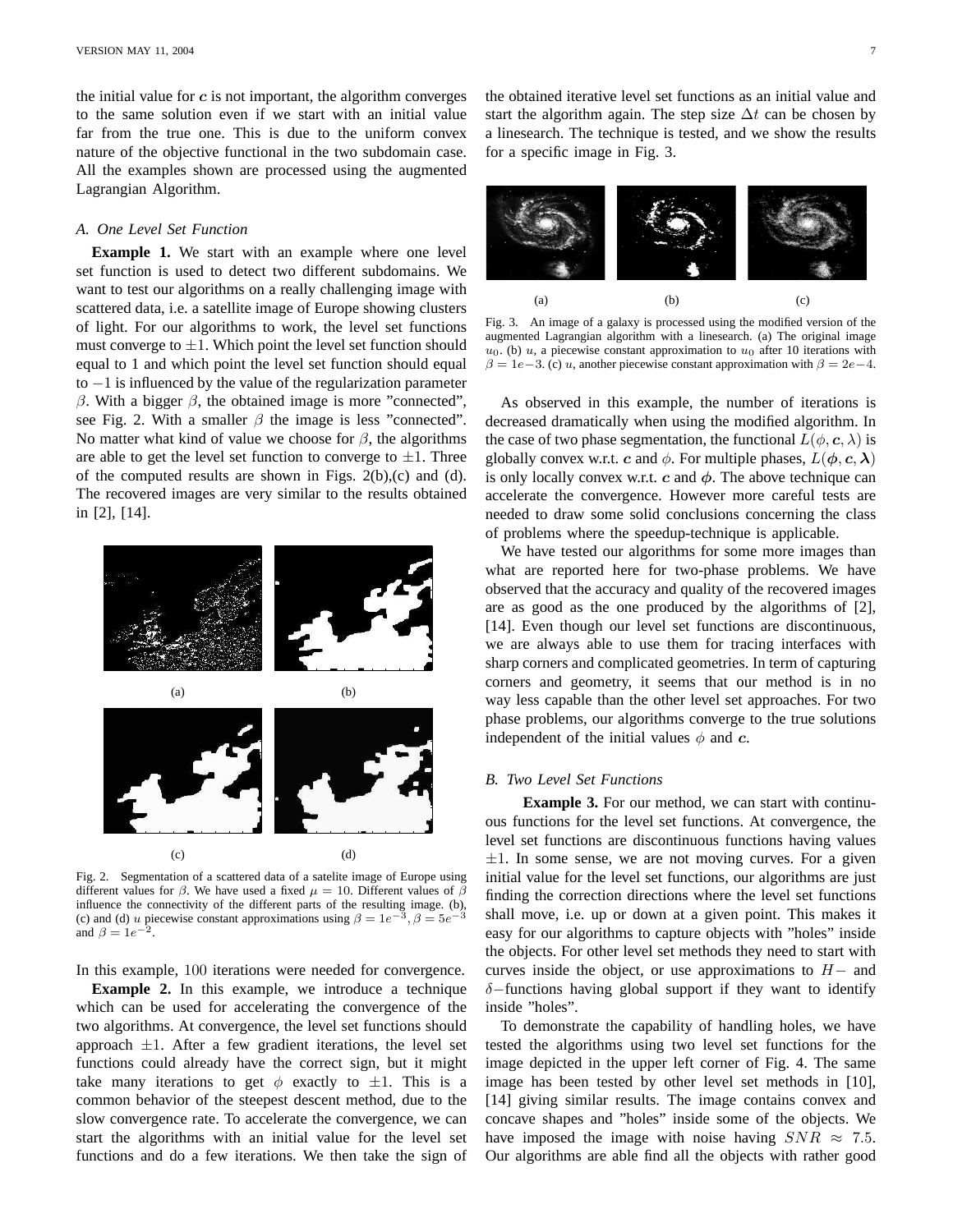the initial value for $\boldsymbol{c}$ is not important, the algorithm converges to the same solution even if we start with an initial value far from the true one. This is due to the uniform convex nature of the objective functional in the two subdomain case. All the examples shown are processed using the augmented Lagrangian Algorithm.

### *A. One Level Set Function*

**Example 1.** We start with an example where one level set function is used to detect two different subdomains. We want to test our algorithms on a really challenging image with scattered data, i.e. a satellite image of Europe showing clusters of light. For our algorithms to work, the level set functions must converge to $\pm 1$. Which point the level set function should equal to 1 and which point the level set function should equal to $-1$ is influenced by the value of the regularization parameter $\beta$. With a bigger $\beta$, the obtained image is more "connected", see Fig. 2. With a smaller $\beta$ the image is less "connected". No matter what kind of value we choose for $\beta$, the algorithms are able to get the level set function to converge to $\pm 1$. Three of the computed results are shown in Figs. 2(b),(c) and (d). The recovered images are very similar to the results obtained in [2], [14].

(a) (b) (c) (d)

Fig. 2. Segmentation of a scattered data of a satelite image of Europe using different values for $\beta$. We have used a fixed $\mu = 10$. Different values of $\beta$ influence the connectivity of the different parts of the resulting image. (b), (c) and (d) $u$ piecewise constant approximations using $\beta = 1e^{-3}, \beta = 5e^{-3}$ and $\beta = 1e^{-2}$.

In this example, 100 iterations were needed for convergence.

**Example 2.** In this example, we introduce a technique which can be used for accelerating the convergence of the two algorithms. At convergence, the level set functions should approach $\pm 1$. After a few gradient iterations, the level set functions could already have the correct sign, but it might take many iterations to get $\phi$ exactly to $\pm 1$. This is a common behavior of the steepest descent method, due to the slow convergence rate. To accelerate the convergence, we can start the algorithms with an initial value for the level set functions and do a few iterations. We then take the sign of the obtained iterative level set functions as an initial value and start the algorithm again. The step size $\Delta t$ can be chosen by a linesearch. The technique is tested, and we show the results for a specific image in Fig. 3.

(a) (b) (c)

Fig. 3. An image of a galaxy is processed using the modified version of the augmented Lagrangian algorithm with a linesearch. (a) The original image $u_0$. (b) $u$, a piecewise constant approximation to $u_0$ after 10 iterations with $\beta = 1e{-}3$. (c) $u$, another piecewise constant approximation with $\beta = 2e{-}4$.

As observed in this example, the number of iterations is decreased dramatically when using the modified algorithm. In the case of two phase segmentation, the functional $L(\phi, \boldsymbol{c}, \lambda)$ is globally convex w.r.t. $\boldsymbol{c}$ and $\phi$. For multiple phases, $L(\boldsymbol{\phi}, \boldsymbol{c}, \boldsymbol{\lambda})$ is only locally convex w.r.t. $\boldsymbol{c}$ and $\boldsymbol{\phi}$. The above technique can accelerate the convergence. However more careful tests are needed to draw some solid conclusions concerning the class of problems where the speedup-technique is applicable.

We have tested our algorithms for some more images than what are reported here for two-phase problems. We have observed that the accuracy and quality of the recovered images are as good as the one produced by the algorithms of [2], [14]. Even though our level set functions are discontinuous, we are always able to use them for tracing interfaces with sharp corners and complicated geometries. In term of capturing corners and geometry, it seems that our method is in no way less capable than the other level set approaches. For two phase problems, our algorithms converge to the true solutions independent of the initial values $\phi$ and $\boldsymbol{c}$.

### *B. Two Level Set Functions*

**Example 3.** For our method, we can start with continuous functions for the level set functions. At convergence, the level set functions are discontinuous functions having values $\pm 1$. In some sense, we are not moving curves. For a given initial value for the level set functions, our algorithms are just finding the correction directions where the level set functions shall move, i.e. up or down at a given point. This makes it easy for our algorithms to capture objects with "holes" inside the objects. For other level set methods they need to start with curves inside the object, or use approximations to $H-$ and $\delta-$functions having global support if they want to identify inside "holes".

To demonstrate the capability of handling holes, we have tested the algorithms using two level set functions for the image depicted in the upper left corner of Fig. 4. The same image has been tested by other level set methods in [10], [14] giving similar results. The image contains convex and concave shapes and "holes" inside some of the objects. We have imposed the image with noise having $SNR \approx 7.5$. Our algorithms are able find all the objects with rather good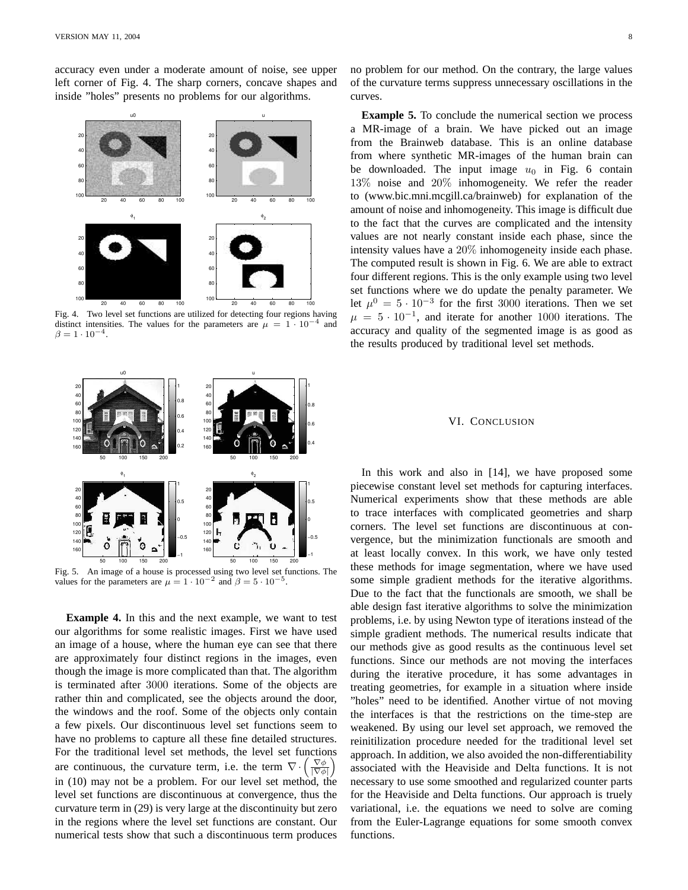accuracy even under a moderate amount of noise, see upper left corner of Fig. 4. The sharp corners, concave shapes and inside "holes" presents no problems for our algorithms.

Fig. 4. Two level set functions are utilized for detecting four regions having distinct intensities. The values for the parameters are $\mu = 1 \cdot 10^{-4}$ and $\beta = 1 \cdot 10^{-4}$.

Fig. 5. An image of a house is processed using two level set functions. The values for the parameters are $\mu = 1 \cdot 10^{-2}$ and $\beta = 5 \cdot 10^{-5}$.

**Example 4.** In this and the next example, we want to test our algorithms for some realistic images. First we have used an image of a house, where the human eye can see that there are approximately four distinct regions in the images, even though the image is more complicated than that. The algorithm is terminated after 3000 iterations. Some of the objects are rather thin and complicated, see the objects around the door, the windows and the roof. Some of the objects only contain a few pixels. Our discontinuous level set functions seem to have no problems to capture all these fine detailed structures. For the traditional level set methods, the level set functions are continuous, the curvature term, i.e. the term $\nabla \cdot \left( \frac{\nabla \phi}{|\nabla \phi|} \right)$ in (10) may not be a problem. For our level set method, the level set functions are discontinuous at convergence, thus the curvature term in (29) is very large at the discontinuity but zero in the regions where the level set functions are constant. Our numerical tests show that such a discontinuous term produces no problem for our method. On the contrary, the large values of the curvature terms suppress unnecessary oscillations in the curves.

**Example 5.** To conclude the numerical section we process a MR-image of a brain. We have picked out an image from the Brainweb database. This is an online database from where synthetic MR-images of the human brain can be downloaded. The input image $u_0$ in Fig. 6 contain $13\%$ noise and $20\%$ inhomogeneity. We refer the reader to (www.bic.mni.mcgill.ca/brainweb) for explanation of the amount of noise and inhomogeneity. This image is difficult due to the fact that the curves are complicated and the intensity values are not nearly constant inside each phase, since the intensity values have a $20\%$ inhomogeneity inside each phase. The computed result is shown in Fig. 6. We are able to extract four different regions. This is the only example using two level set functions where we do update the penalty parameter. We let $\mu^0 = 5 \cdot 10^{-3}$ for the first 3000 iterations. Then we set $\mu = 5 \cdot 10^{-1}$, and iterate for another 1000 iterations. The accuracy and quality of the segmented image is as good as the results produced by traditional level set methods.

## VI. Conclusion

In this work and also in [14], we have proposed some piecewise constant level set methods for capturing interfaces. Numerical experiments show that these methods are able to trace interfaces with complicated geometries and sharp corners. The level set functions are discontinuous at convergence, but the minimization functionals are smooth and at least locally convex. In this work, we have only tested these methods for image segmentation, where we have used some simple gradient methods for the iterative algorithms. Due to the fact that the functionals are smooth, we shall be able design fast iterative algorithms to solve the minimization problems, i.e. by using Newton type of iterations instead of the simple gradient methods. The numerical results indicate that our methods give as good results as the continuous level set functions. Since our methods are not moving the interfaces during the iterative procedure, it has some advantages in treating geometries, for example in a situation where inside "holes" need to be identified. Another virtue of not moving the interfaces is that the restrictions on the time-step are weakened. By using our level set approach, we removed the reinitilization procedure needed for the traditional level set approach. In addition, we also avoided the non-differentiability associated with the Heaviside and Delta functions. It is not necessary to use some smoothed and regularized counter parts for the Heaviside and Delta functions. Our approach is truely variational, i.e. the equations we need to solve are coming from the Euler-Lagrange equations for some smooth convex functions.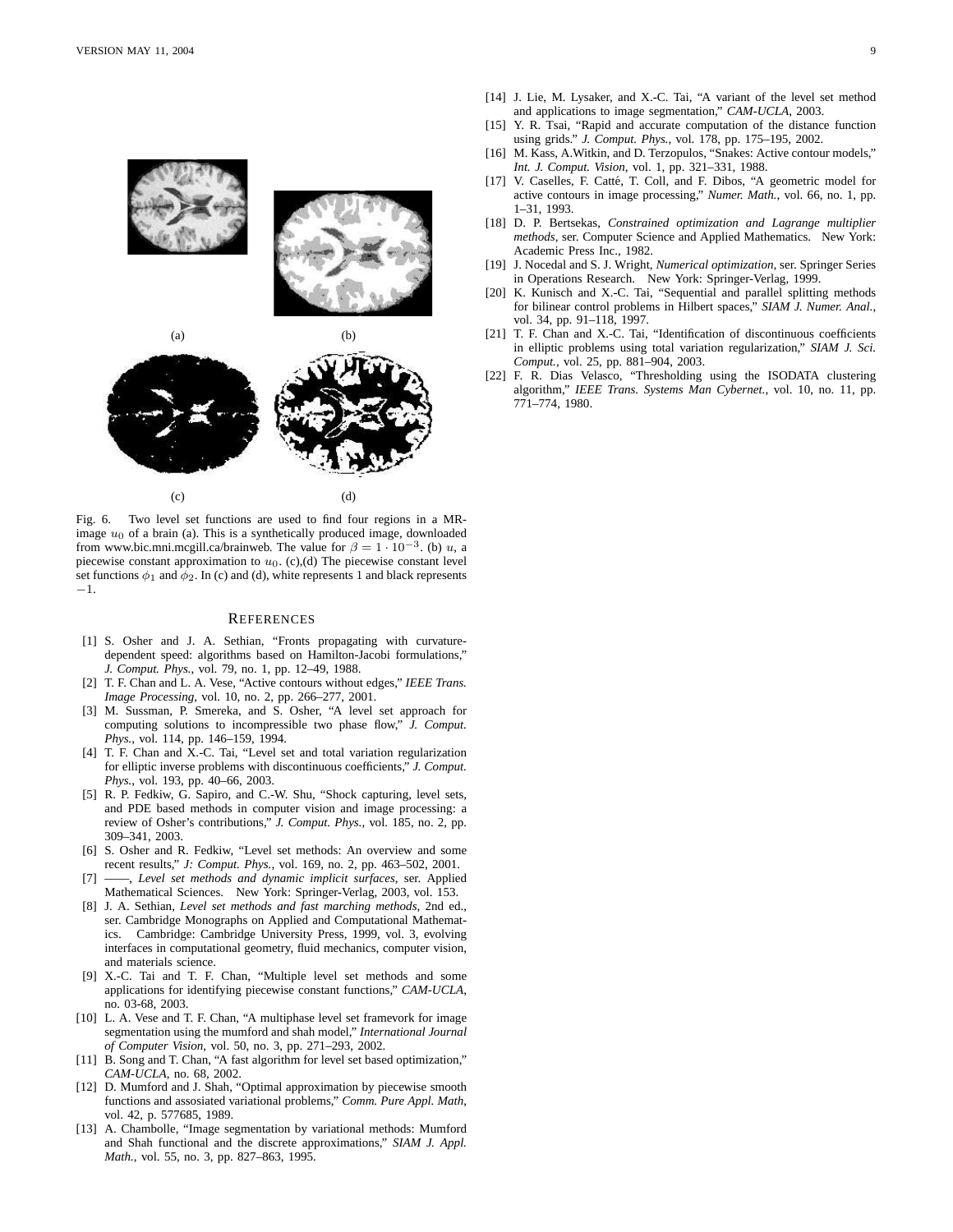(a)

(b)

(c)

(d)

Fig. 6. Two level set functions are used to find four regions in a MR-image $u_0$ of a brain (a). This is a synthetically produced image, downloaded from www.bic.mni.mcgill.ca/brainweb. The value for $\beta = 1 \cdot 10^{-3}$. (b) $u$, a piecewise constant approximation to $u_0$. (c),(d) The piecewise constant level set functions $\phi_1$ and $\phi_2$. In (c) and (d), white represents 1 and black represents $-1$.

## REFERENCES

[1] S. Osher and J. A. Sethian, "Fronts propagating with curvature-dependent speed: algorithms based on Hamilton-Jacobi formulations," *J. Comput. Phys.*, vol. 79, no. 1, pp. 12–49, 1988.

[2] T. F. Chan and L. A. Vese, "Active contours without edges," *IEEE Trans. Image Processing*, vol. 10, no. 2, pp. 266–277, 2001.

[3] M. Sussman, P. Smereka, and S. Osher, "A level set approach for computing solutions to incompressible two phase flow," *J. Comput. Phys.*, vol. 114, pp. 146–159, 1994.

[4] T. F. Chan and X.-C. Tai, "Level set and total variation regularization for elliptic inverse problems with discontinuous coefficients," *J. Comput. Phys.*, vol. 193, pp. 40–66, 2003.

[5] R. P. Fedkiw, G. Sapiro, and C.-W. Shu, "Shock capturing, level sets, and PDE based methods in computer vision and image processing: a review of Osher's contributions," *J. Comput. Phys.*, vol. 185, no. 2, pp. 309–341, 2003.

[6] S. Osher and R. Fedkiw, "Level set methods: An overview and some recent results," *J: Comput. Phys.*, vol. 169, no. 2, pp. 463–502, 2001.

[7] ——, *Level set methods and dynamic implicit surfaces*, ser. Applied Mathematical Sciences. New York: Springer-Verlag, 2003, vol. 153.

[8] J. A. Sethian, *Level set methods and fast marching methods*, 2nd ed., ser. Cambridge Monographs on Applied and Computational Mathematics. Cambridge: Cambridge University Press, 1999, vol. 3, evolving interfaces in computational geometry, fluid mechanics, computer vision, and materials science.

[9] X.-C. Tai and T. F. Chan, "Multiple level set methods and some applications for identifying piecewise constant functions," *CAM-UCLA*, no. 03-68, 2003.

[10] L. A. Vese and T. F. Chan, "A multiphase level set framevork for image segmentation using the mumford and shah model," *International Journal of Computer Vision*, vol. 50, no. 3, pp. 271–293, 2002.

[11] B. Song and T. Chan, "A fast algorithm for level set based optimization," *CAM-UCLA*, no. 68, 2002.

[12] D. Mumford and J. Shah, "Optimal approximation by piecewise smooth functions and assosiated variational problems," *Comm. Pure Appl. Math*, vol. 42, p. 577685, 1989.

[13] A. Chambolle, "Image segmentation by variational methods: Mumford and Shah functional and the discrete approximations," *SIAM J. Appl. Math.*, vol. 55, no. 3, pp. 827–863, 1995.

[14] J. Lie, M. Lysaker, and X.-C. Tai, "A variant of the level set method and applications to image segmentation," *CAM-UCLA*, 2003.

[15] Y. R. Tsai, "Rapid and accurate computation of the distance function using grids." *J. Comput. Phys.*, vol. 178, pp. 175–195, 2002.

[16] M. Kass, A.Witkin, and D. Terzopulos, "Snakes: Active contour models," *Int. J. Comput. Vision*, vol. 1, pp. 321–331, 1988.

[17] V. Caselles, F. Catté, T. Coll, and F. Dibos, "A geometric model for active contours in image processing," *Numer. Math.*, vol. 66, no. 1, pp. 1–31, 1993.

[18] D. P. Bertsekas, *Constrained optimization and Lagrange multiplier methods*, ser. Computer Science and Applied Mathematics. New York: Academic Press Inc., 1982.

[19] J. Nocedal and S. J. Wright, *Numerical optimization*, ser. Springer Series in Operations Research. New York: Springer-Verlag, 1999.

[20] K. Kunisch and X.-C. Tai, "Sequential and parallel splitting methods for bilinear control problems in Hilbert spaces," *SIAM J. Numer. Anal.*, vol. 34, pp. 91–118, 1997.

[21] T. F. Chan and X.-C. Tai, "Identification of discontinuous coefficients in elliptic problems using total variation regularization," *SIAM J. Sci. Comput.*, vol. 25, pp. 881–904, 2003.

[22] F. R. Dias Velasco, "Thresholding using the ISODATA clustering algorithm," *IEEE Trans. Systems Man Cybernet.*, vol. 10, no. 11, pp. 771–774, 1980.